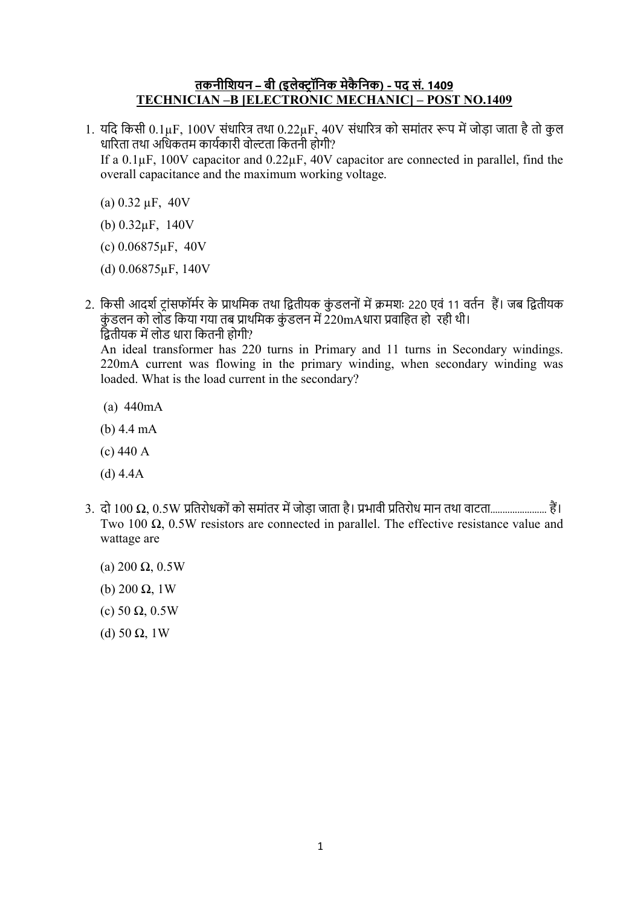## तकनीशियन – बी (इलेक्ट्रॉनिक मेकैनिक) - पद सं. 1409
## TECHNICIAN –B [ELECTRONIC MECHANIC] – POST NO.1409

1. यदि किसी 0.1μF, 100V संधारित्र तथा 0.22μF, 40V संधारित्र को समांतर रूप में जोड़ा जाता है तो कुल धारिता तथा अधिकतम कार्यकारी वोल्टता कितनी होगी?
   If a 0.1μF, 100V capacitor and 0.22μF, 40V capacitor are connected in parallel, find the overall capacitance and the maximum working voltage.

   (a) 0.32 μF, 40V

   (b) 0.32μF, 140V

   (c) 0.06875μF, 40V

   (d) 0.06875μF, 140V

2. किसी आदर्श ट्रांसफॉर्मर के प्राथमिक तथा द्वितीयक कुंडलनों में क्रमशः 220 एवं 11 वर्तन हैं। जब द्वितीयक कुंडलन को लोड किया गया तब प्राथमिक कुंडलन में 220mAधारा प्रवाहित हो रही थी।
   द्वितीयक में लोड धारा कितनी होगी?
   An ideal transformer has 220 turns in Primary and 11 turns in Secondary windings. 220mA current was flowing in the primary winding, when secondary winding was loaded. What is the load current in the secondary?

   (a) 440mA

   (b) 4.4 mA

   (c) 440 A

   (d) 4.4A

3. दो 100 Ω, 0.5W प्रतिरोधकों को समांतर में जोड़ा जाता है। प्रभावी प्रतिरोध मान तथा वाटता...................... हैं।
   Two 100 Ω, 0.5W resistors are connected in parallel. The effective resistance value and wattage are

   (a) 200 Ω, 0.5W

   (b) 200 Ω, 1W

   (c) 50 Ω, 0.5W

   (d) 50 Ω, 1W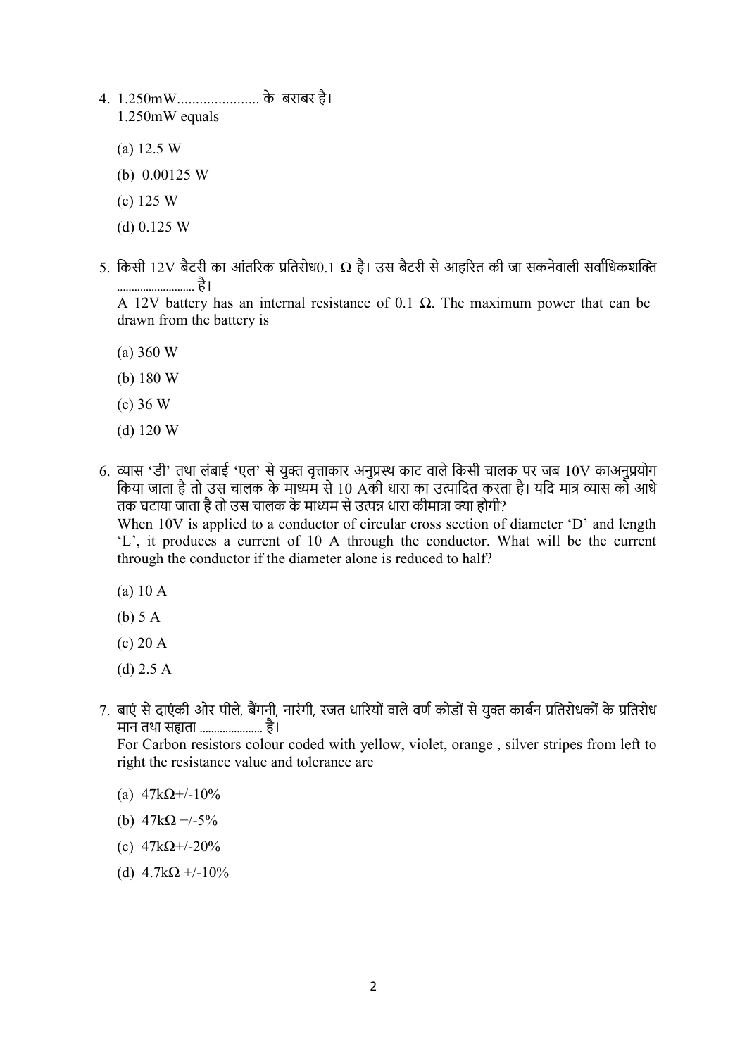4. 1.250mW..................... के बराबर है।
   1.250mW equals

   (a) 12.5 W

   (b) 0.00125 W

   (c) 125 W

   (d) 0.125 W

5. किसी 12V बैटरी का आंतरिक प्रतिरोध0.1 Ω है। उस बैटरी से आहरित की जा सकनेवाली सर्वाधिकशक्ति .......................... है।
   A 12V battery has an internal resistance of 0.1 Ω. The maximum power that can be drawn from the battery is

   (a) 360 W

   (b) 180 W

   (c) 36 W

   (d) 120 W

6. व्यास 'डी' तथा लंबाई 'एल' से युक्त वृत्ताकार अनुप्रस्थ काट वाले किसी चालक पर जब 10V काअनुप्रयोग किया जाता है तो उस चालक के माध्यम से 10 Aकी धारा का उत्पादित करता है। यदि मात्र व्यास को आधे तक घटाया जाता है तो उस चालक के माध्यम से उत्पन्न धारा कीमात्रा क्या होगी?
   When 10V is applied to a conductor of circular cross section of diameter 'D' and length 'L', it produces a current of 10 A through the conductor. What will be the current through the conductor if the diameter alone is reduced to half?

   (a) 10 A

   (b) 5 A

   (c) 20 A

   (d) 2.5 A

7. बाएं से दाएंकी ओर पीले, बैंगनी, नारंगी, रजत धारियों वाले वर्ण कोडों से युक्त कार्बन प्रतिरोधकों के प्रतिरोध मान तथा सह्यता ..................... है।
   For Carbon resistors colour coded with yellow, violet, orange , silver stripes from left to right the resistance value and tolerance are

   (a) 47kΩ+/-10%

   (b) 47kΩ +/-5%

   (c) 47kΩ+/-20%

   (d) 4.7kΩ +/-10%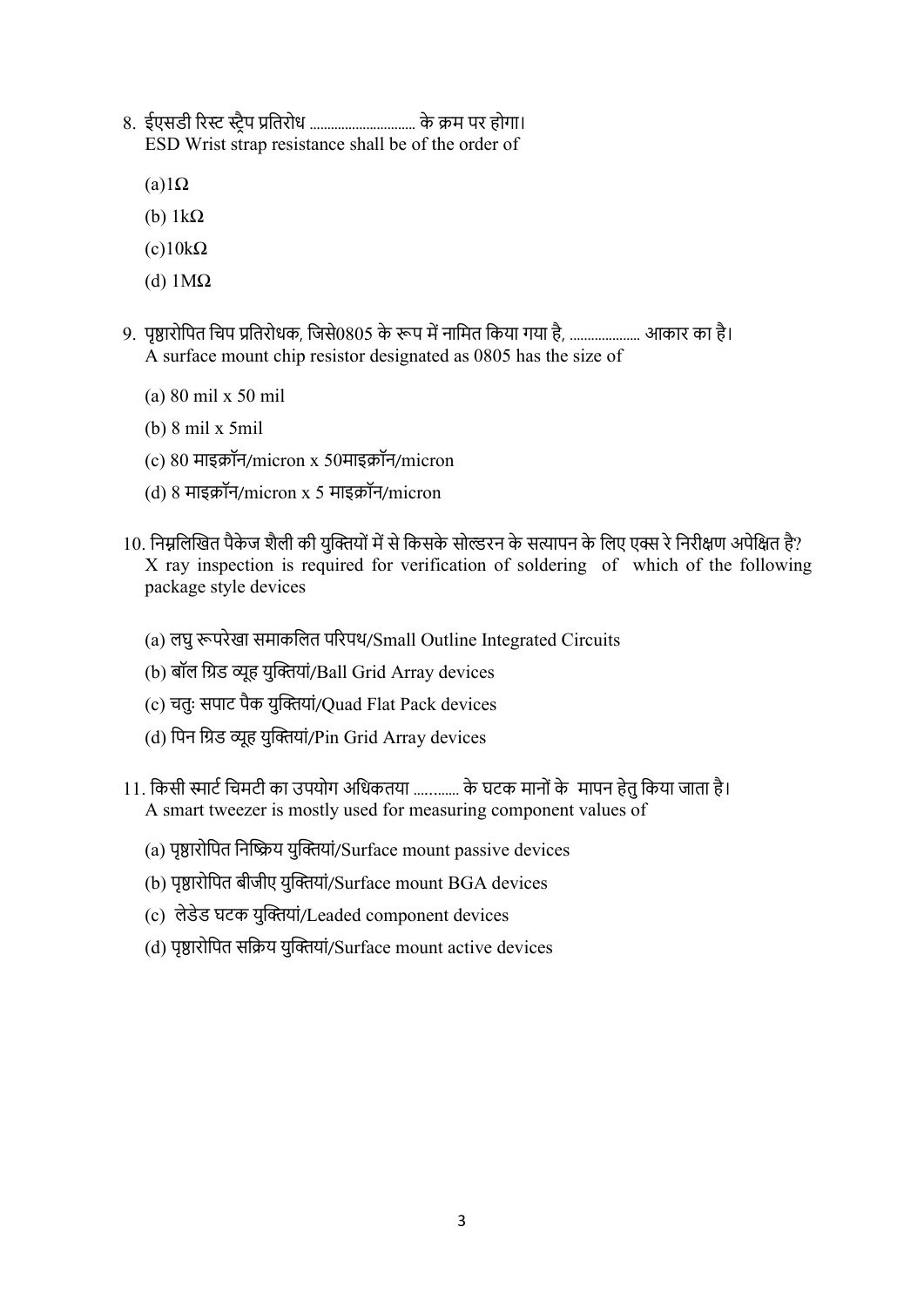8. ईएसडी रिस्ट स्ट्रैप प्रतिरोध ............................ के क्रम पर होगा।
   ESD Wrist strap resistance shall be of the order of

   (a)1Ω

   (b) 1kΩ

   (c)10kΩ

   (d) 1MΩ

9. पृष्ठारोपित चिप प्रतिरोधक, जिसे0805 के रूप में नामित किया गया है, .................... आकार का है।
   A surface mount chip resistor designated as 0805 has the size of

   (a) 80 mil x 50 mil

   (b) 8 mil x 5mil

   (c) 80 माइक्रॉन/micron x 50माइक्रॉन/micron

   (d) 8 माइक्रॉन/micron x 5 माइक्रॉन/micron

10. निम्नलिखित पैकेज शैली की युक्तियों में से किसके सोल्डरन के सत्यापन के लिए एक्स रे निरीक्षण अपेक्षित है?
    X ray inspection is required for verification of soldering of which of the following package style devices

    (a) लघु रूपरेखा समाकलित परिपथ/Small Outline Integrated Circuits

    (b) बॉल ग्रिड व्यूह युक्तियां/Ball Grid Array devices

    (c) चतुः सपाट पैक युक्तियां/Quad Flat Pack devices

    (d) पिन ग्रिड व्यूह युक्तियां/Pin Grid Array devices

11. किसी स्मार्ट चिमटी का उपयोग अधिकतया ........... के घटक मानों के मापन हेतु किया जाता है।
    A smart tweezer is mostly used for measuring component values of

    (a) पृष्ठारोपित निष्क्रिय युक्तियां/Surface mount passive devices

    (b) पृष्ठारोपित बीजीए युक्तियां/Surface mount BGA devices

    (c) लेडेड घटक युक्तियां/Leaded component devices

    (d) पृष्ठारोपित सक्रिय युक्तियां/Surface mount active devices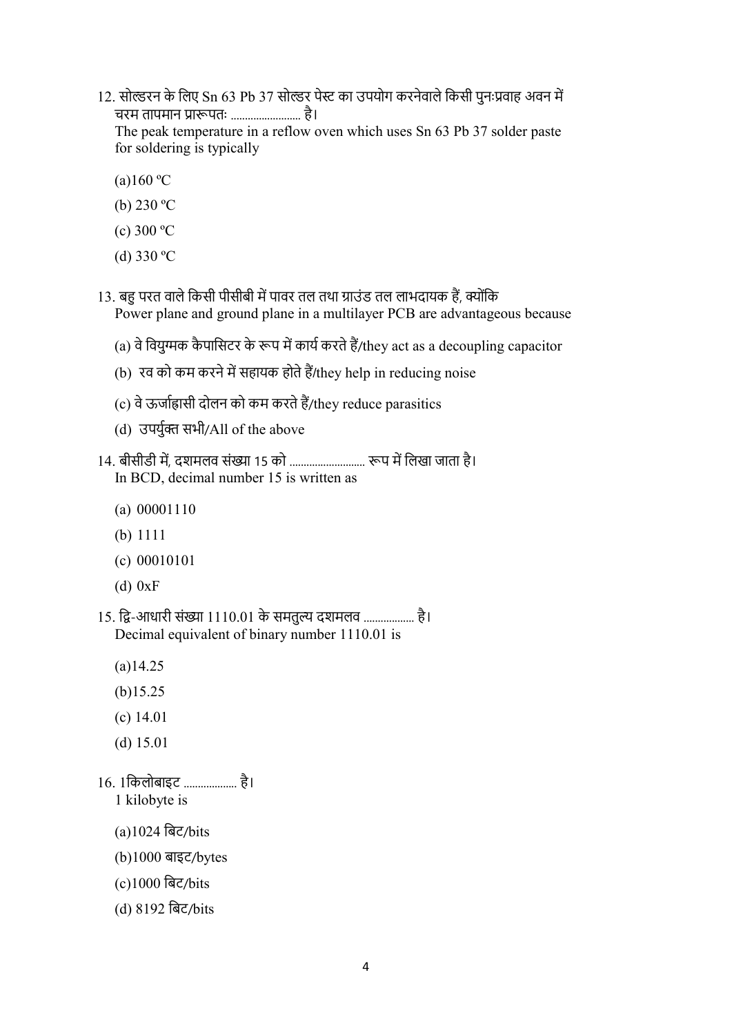12. सोल्डरन के लिए Sn 63 Pb 37 सोल्डर पेस्ट का उपयोग करनेवाले किसी पुनःप्रवाह अवन में चरम तापमान प्रारूपतः ...................... है।
The peak temperature in a reflow oven which uses Sn 63 Pb 37 solder paste for soldering is typically

(a)160 ºC

(b) 230 ºC

(c) 300 ºC

(d) 330 ºC

13. बहु परत वाले किसी पीसीबी में पावर तल तथा ग्राउंड तल लाभदायक हैं, क्योंकि
Power plane and ground plane in a multilayer PCB are advantageous because

(a) वे वियुग्मक कैपासिटर के रूप में कार्य करते हैं/they act as a decoupling capacitor

(b) रव को कम करने में सहायक होते हैं/they help in reducing noise

(c) वे ऊर्जाह्रासी दोलन को कम करते हैं/they reduce parasitics

(d) उपर्युक्त सभी/All of the above

14. बीसीडी में, दशमलव संख्या 15 को ......................... रूप में लिखा जाता है।
In BCD, decimal number 15 is written as

(a) 00001110

(b) 1111

(c) 00010101

(d) 0xF

15. द्वि-आधारी संख्या 1110.01 के समतुल्य दशमलव ................ है।
Decimal equivalent of binary number 1110.01 is

(a)14.25

(b)15.25

(c) 14.01

(d) 15.01

16. 1किलोबाइट ................. है।
1 kilobyte is

(a)1024 बिट/bits

(b)1000 बाइट/bytes

(c)1000 बिट/bits

(d) 8192 बिट/bits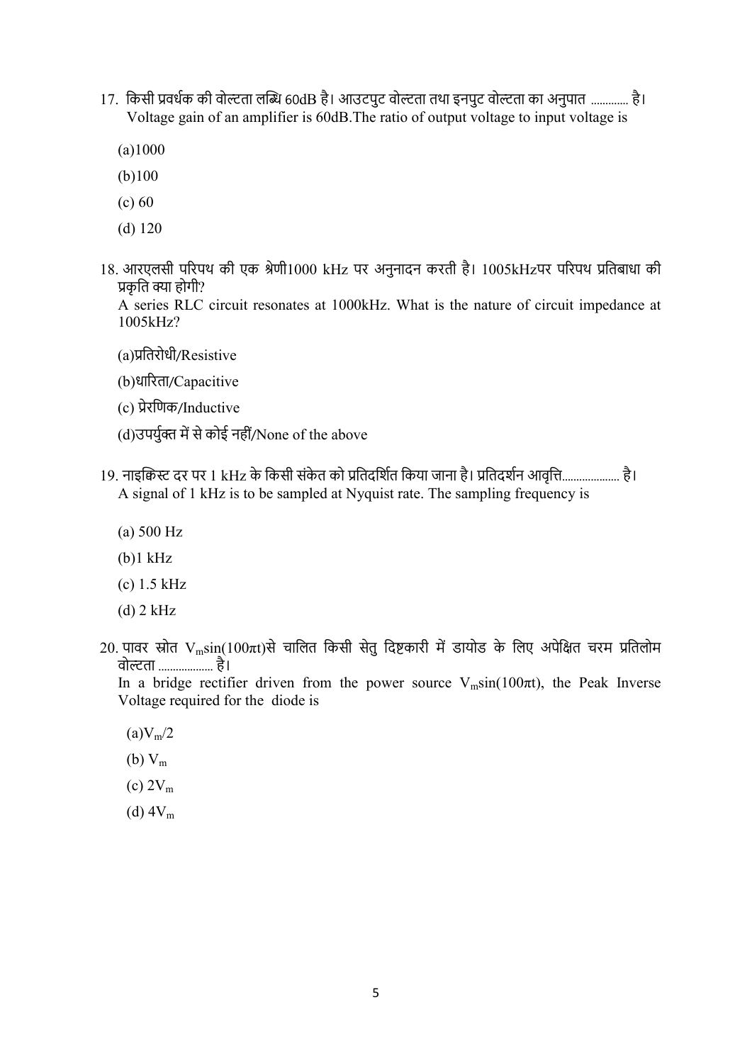17. किसी प्रवर्धक की वोल्टता लब्धि 60dB है। आउटपुट वोल्टता तथा इनपुट वोल्टता का अनुपात ............ है।
Voltage gain of an amplifier is 60dB.The ratio of output voltage to input voltage is

(a)1000

(b)100

(c) 60

(d) 120

18. आरएलसी परिपथ की एक श्रेणी1000 kHz पर अनुनादन करती है। 1005kHzपर परिपथ प्रतिबाधा की प्रकृति क्या होगी?
A series RLC circuit resonates at 1000kHz. What is the nature of circuit impedance at 1005kHz?

(a)प्रतिरोधी/Resistive

(b)धारिता/Capacitive

(c) प्रेरणिक/Inductive

(d)उपर्युक्त में से कोई नहीं/None of the above

19. नाइक्विस्ट दर पर 1 kHz के किसी संकेत को प्रतिदर्शित किया जाना है। प्रतिदर्शन आवृत्ति.................... है।
A signal of 1 kHz is to be sampled at Nyquist rate. The sampling frequency is

(a) 500 Hz

(b)1 kHz

(c) 1.5 kHz

(d) 2 kHz

20. पावर स्रोत $V_m\sin(100\pi t)$से चालित किसी सेतु दिष्टकारी में डायोड के लिए अपेक्षित चरम प्रतिलोम वोल्टता .................. है।
In a bridge rectifier driven from the power source $V_m\sin(100\pi t)$, the Peak Inverse Voltage required for the diode is

(a)$V_m/2$

(b) $V_m$

(c) $2V_m$

(d) $4V_m$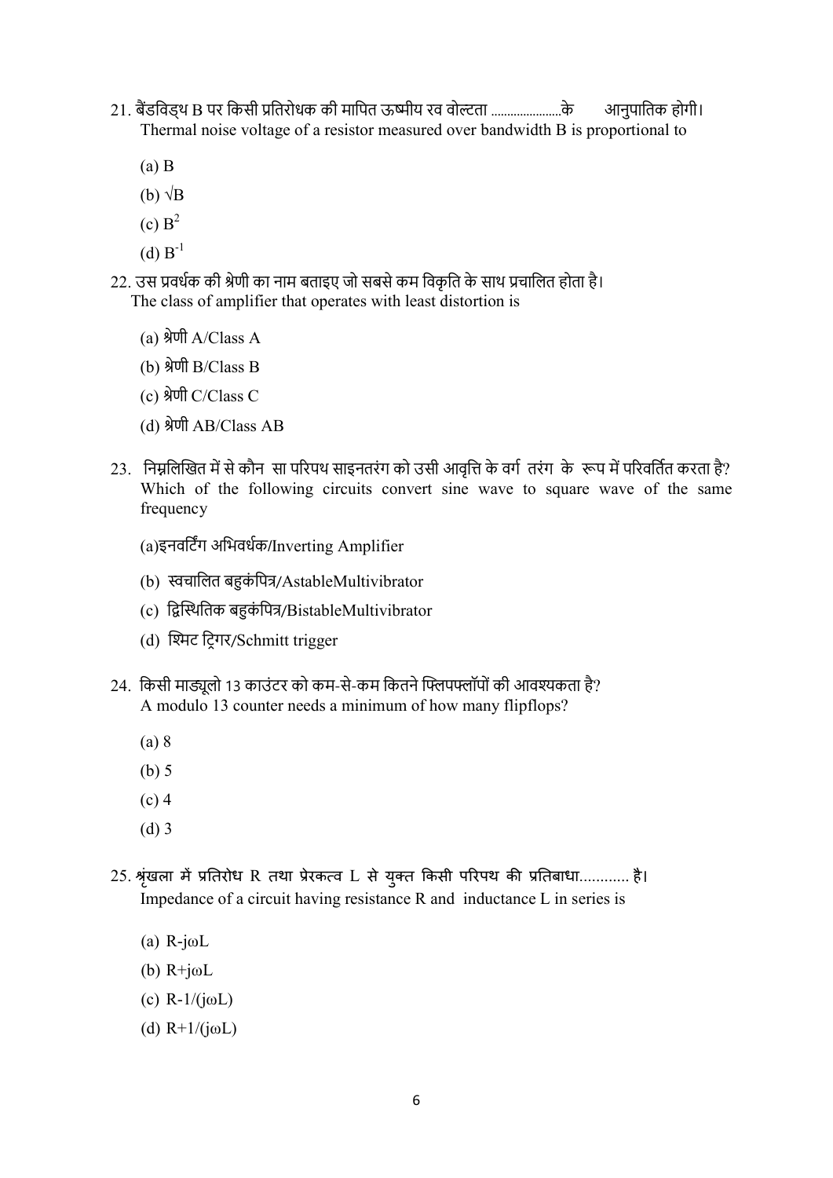21. बैंडविड्थ B पर किसी प्रतिरोधक की मापित ऊष्मीय रव वोल्टता ......................के आनुपातिक होगी।
Thermal noise voltage of a resistor measured over bandwidth B is proportional to

   (a) B

   (b) $\sqrt{B}$

   (c) $B^2$

   (d) $B^{-1}$

22. उस प्रवर्धक की श्रेणी का नाम बताइए जो सबसे कम विकृति के साथ प्रचालित होता है।
The class of amplifier that operates with least distortion is

   (a) श्रेणी A/Class A

   (b) श्रेणी B/Class B

   (c) श्रेणी C/Class C

   (d) श्रेणी AB/Class AB

23. निम्नलिखित में से कौन सा परिपथ साइनतरंग को उसी आवृत्ति के वर्ग तरंग के रूप में परिवर्तित करता है?
Which of the following circuits convert sine wave to square wave of the same frequency

   (a)इनवर्टिंग अभिवर्धक/Inverting Amplifier

   (b) स्वचालित बहुकंपित्र/AstableMultivibrator

   (c) द्विस्थितिक बहुकंपित्र/BistableMultivibrator

   (d) श्मिट ट्रिगर/Schmitt trigger

24. किसी माड्यूलो 13 काउंटर को कम-से-कम कितने फ्लिपफ्लॉपों की आवश्यकता है?
A modulo 13 counter needs a minimum of how many flipflops?

   (a) 8

   (b) 5

   (c) 4

   (d) 3

25. श्रृंखला में प्रतिरोध R तथा प्रेरकत्व L से युक्त किसी परिपथ की प्रतिबाधा............ है।
Impedance of a circuit having resistance R and inductance L in series is

   (a) $R-j\omega L$

   (b) $R+j\omega L$

   (c) $R-1/(j\omega L)$

   (d) $R+1/(j\omega L)$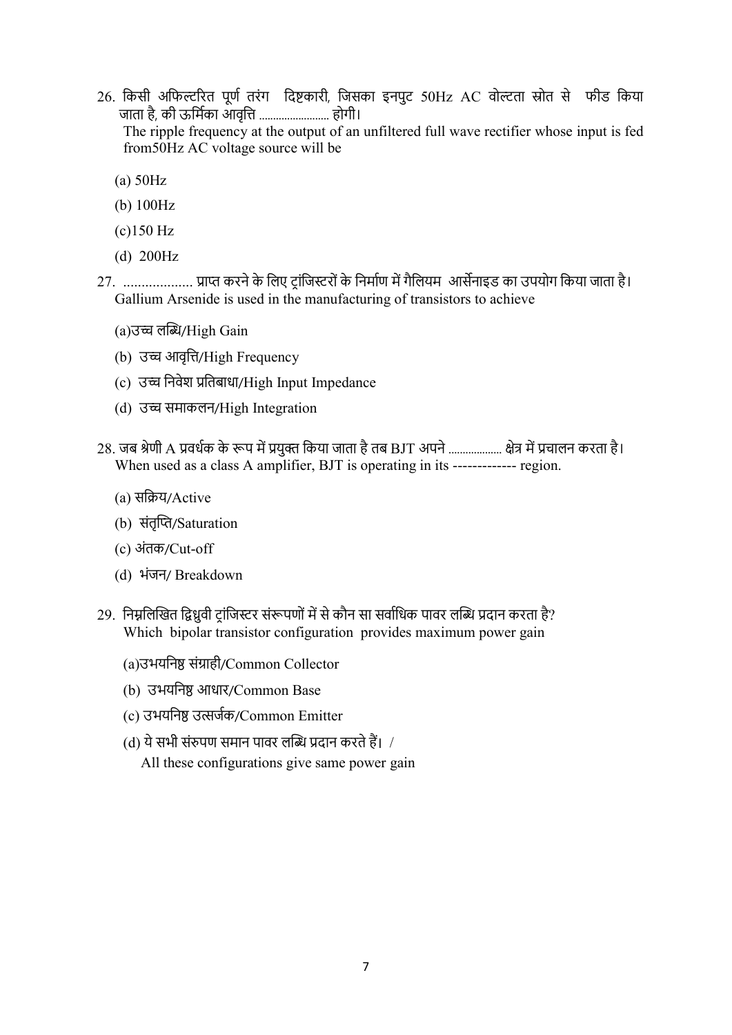26. किसी अफिल्टरित पूर्ण तरंग दिष्टकारी, जिसका इनपुट 50Hz AC वोल्टता स्रोत से फीड किया जाता है, की ऊर्मिका आवृत्ति ...................... होगी।
The ripple frequency at the output of an unfiltered full wave rectifier whose input is fed from50Hz AC voltage source will be

(a) 50Hz

(b) 100Hz

(c)150 Hz

(d) 200Hz

27. .................. प्राप्त करने के लिए ट्रांजिस्टरों के निर्माण में गैलियम आर्सेनाइड का उपयोग किया जाता है।
Gallium Arsenide is used in the manufacturing of transistors to achieve

(a)उच्च लब्धि/High Gain

(b) उच्च आवृत्ति/High Frequency

(c) उच्च निवेश प्रतिबाधा/High Input Impedance

(d) उच्च समाकलन/High Integration

28. जब श्रेणी A प्रवर्धक के रूप में प्रयुक्त किया जाता है तब BJT अपने .................. क्षेत्र में प्रचालन करता है।
When used as a class A amplifier, BJT is operating in its ------------- region.

(a) सक्रिय/Active

(b) संतृप्ति/Saturation

(c) अंतक/Cut-off

(d) भंजन/ Breakdown

29. निम्नलिखित द्विध्रुवी ट्रांजिस्टर संरूपणों में से कौन सा सर्वाधिक पावर लब्धि प्रदान करता है?
Which bipolar transistor configuration provides maximum power gain

(a)उभयनिष्ठ संग्राही/Common Collector

(b) उभयनिष्ठ आधार/Common Base

(c) उभयनिष्ठ उत्सर्जक/Common Emitter

(d) ये सभी संरुपण समान पावर लब्धि प्रदान करते हैं। /
All these configurations give same power gain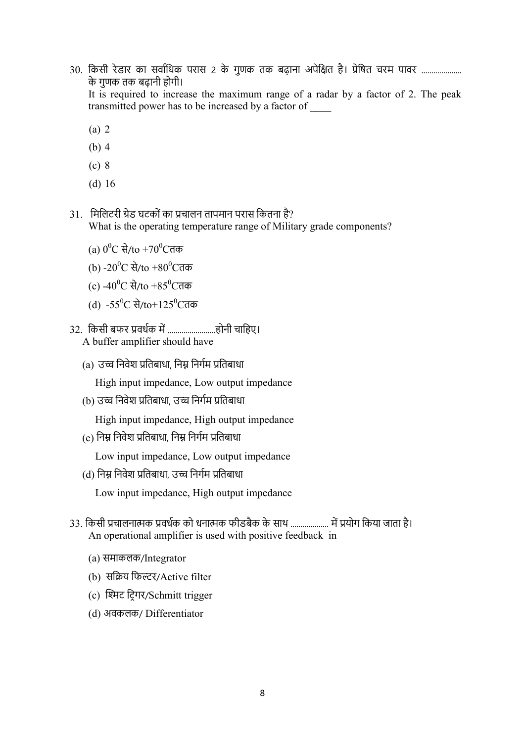30. किसी रेडार का सर्वाधिक परास 2 के गुणक तक बढ़ाना अपेक्षित है। प्रेषित चरम पावर .................... के गुणक तक बढ़ानी होगी।
It is required to increase the maximum range of a radar by a factor of 2. The peak transmitted power has to be increased by a factor of ____

   (a) 2

   (b) 4

   (c) 8

   (d) 16

31. मिलिटरी ग्रेड घटकों का प्रचालन तापमान परास कितना है?
What is the operating temperature range of Military grade components?

   (a) $0^0$C से/to +$70^0$Cतक

   (b) -$20^0$C से/to +$80^0$Cतक

   (c) -$40^0$C से/to +$85^0$Cतक

   (d) -$55^0$C से/to+$125^0$Cतक

32. किसी बफर प्रवर्धक में ........................होनी चाहिए।
A buffer amplifier should have

   (a) उच्च निवेश प्रतिबाधा, निम्न निर्गम प्रतिबाधा
   High input impedance, Low output impedance

   (b) उच्च निवेश प्रतिबाधा, उच्च निर्गम प्रतिबाधा
   High input impedance, High output impedance

   (c) निम्न निवेश प्रतिबाधा, निम्न निर्गम प्रतिबाधा
   Low input impedance, Low output impedance

   (d) निम्न निवेश प्रतिबाधा, उच्च निर्गम प्रतिबाधा
   Low input impedance, High output impedance

33. किसी प्रचालनात्मक प्रवर्धक को धनात्मक फीडबैक के साथ ................... में प्रयोग किया जाता है।
An operational amplifier is used with positive feedback in

   (a) समाकलक/Integrator

   (b) सक्रिय फिल्टर/Active filter

   (c) श्मिट ट्रिगर/Schmitt trigger

   (d) अवकलक/ Differentiator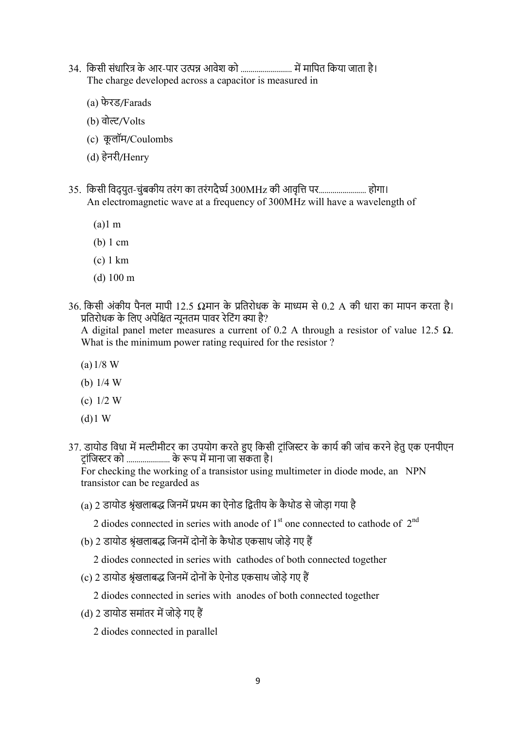34. किसी संधारित्र के आर-पार उत्पन्न आवेश को ........................ में मापित किया जाता है।
The charge developed across a capacitor is measured in

(a) फेरड/Farads

(b) वोल्ट/Volts

(c) कूलॉम/Coulombs

(d) हेनरी/Henry

35. किसी विद्युत-चुंबकीय तरंग का तरंगदैर्घ्य 300MHz की आवृत्ति पर........................ होगा।
An electromagnetic wave at a frequency of 300MHz will have a wavelength of

(a) 1 m

(b) 1 cm

(c) 1 km

(d) 100 m

36. किसी अंकीय पैनल मापी 12.5 Ωमान के प्रतिरोधक के माध्यम से 0.2 A की धारा का मापन करता है। प्रतिरोधक के लिए अपेक्षित न्यूनतम पावर रेटिंग क्या है?
A digital panel meter measures a current of 0.2 A through a resistor of value 12.5 Ω. What is the minimum power rating required for the resistor ?

(a) 1/8 W

(b) 1/4 W

(c) 1/2 W

(d) 1 W

37. डायोड विधा में मल्टीमीटर का उपयोग करते हुए किसी ट्रांजिस्टर के कार्य की जांच करने हेतु एक एनपीएन ट्रांजिस्टर को ...................... के रूप में माना जा सकता है।
For checking the working of a transistor using multimeter in diode mode, an NPN transistor can be regarded as

(a) 2 डायोड श्रृंखलाबद्ध जिनमें प्रथम का ऐनोड द्वितीय के कैथोड से जोड़ा गया है

2 diodes connected in series with anode of 1st one connected to cathode of 2nd

(b) 2 डायोड श्रृंखलाबद्ध जिनमें दोनों के कैथोड एकसाथ जोड़े गए हैं

2 diodes connected in series with cathodes of both connected together

(c) 2 डायोड श्रृंखलाबद्ध जिनमें दोनों के ऐनोड एकसाथ जोड़े गए हैं

2 diodes connected in series with anodes of both connected together

(d) 2 डायोड समांतर में जोड़े गए हैं

2 diodes connected in parallel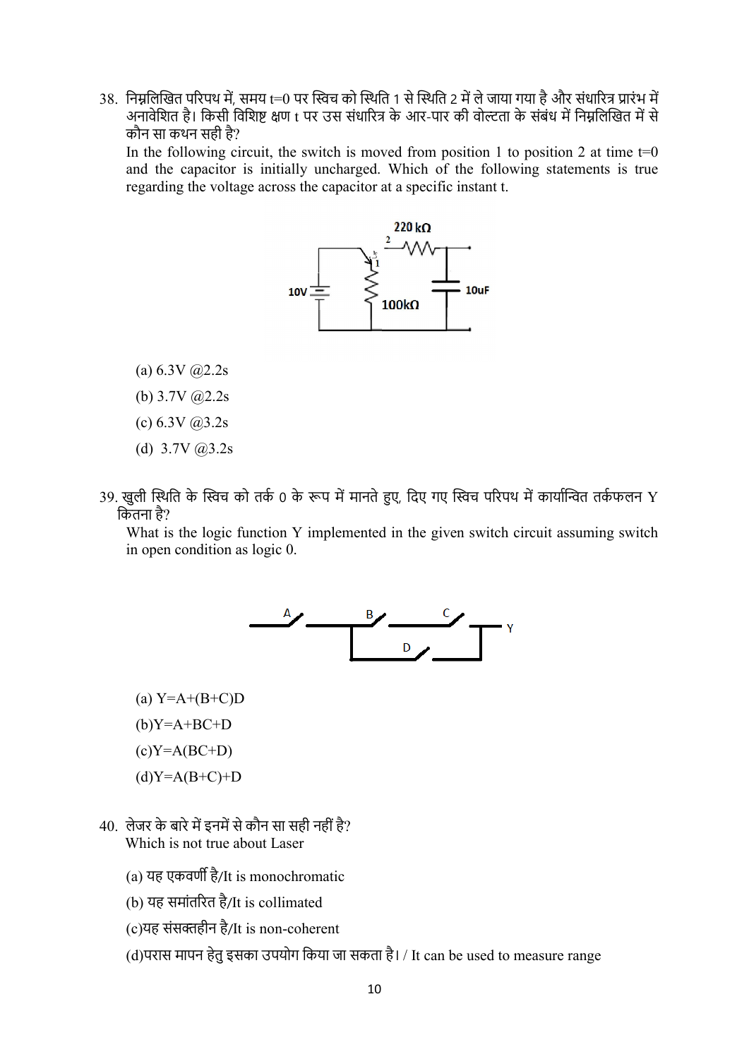38. निम्नलिखित परिपथ में, समय t=0 पर स्विच को स्थिति 1 से स्थिति 2 में ले जाया गया है और संधारित्र प्रारंभ में अनावेशित है। किसी विशिष्ट क्षण t पर उस संधारित्र के आर-पार की वोल्टता के संबंध में निम्नलिखित में से कौन सा कथन सही है?

In the following circuit, the switch is moved from position 1 to position 2 at time t=0 and the capacitor is initially uncharged. Which of the following statements is true regarding the voltage across the capacitor at a specific instant t.

(a) 6.3V @2.2s

(b) 3.7V @2.2s

(c) 6.3V @3.2s

(d) 3.7V @3.2s

39. खुली स्थिति के स्विच को तर्क 0 के रूप में मानते हुए, दिए गए स्विच परिपथ में कार्यान्वित तर्कफलन Y कितना है?

What is the logic function Y implemented in the given switch circuit assuming switch in open condition as logic 0.

(a) Y=A+(B+C)D

(b)Y=A+BC+D

(c)Y=A(BC+D)

(d)Y=A(B+C)+D

40. लेजर के बारे में इनमें से कौन सा सही नहीं है?

Which is not true about Laser

(a) यह एकवर्णी है/It is monochromatic

(b) यह समांतरित है/It is collimated

(c)यह संसक्तहीन है/It is non-coherent

(d)परास मापन हेतु इसका उपयोग किया जा सकता है। / It can be used to measure range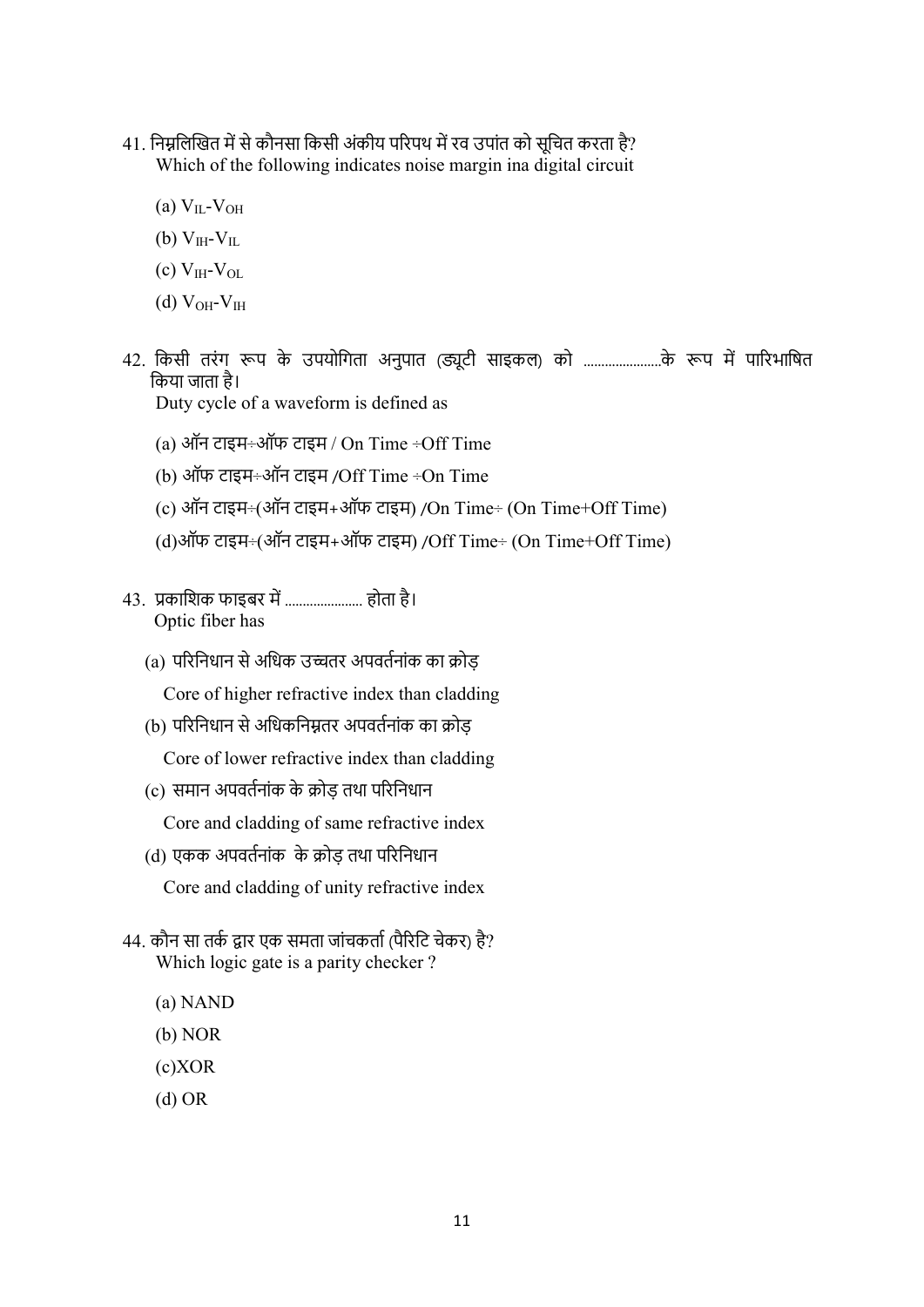41. निम्नलिखित में से कौनसा किसी अंकीय परिपथ में रव उपांत को सूचित करता है?
    Which of the following indicates noise margin ina digital circuit

    (a) $V_{IL}$-$V_{OH}$

    (b) $V_{IH}$-$V_{IL}$

    (c) $V_{IH}$-$V_{OL}$

    (d) $V_{OH}$-$V_{IH}$

42. किसी तरंग रूप के उपयोगिता अनुपात (ड्यूटी साइकल) को ......................के रूप में पारिभाषित किया जाता है।
    Duty cycle of a waveform is defined as

    (a) ऑन टाइम÷ऑफ टाइम / On Time ÷Off Time

    (b) ऑफ टाइम÷ऑन टाइम /Off Time ÷On Time

    (c) ऑन टाइम÷(ऑन टाइम+ऑफ टाइम) /On Time÷ (On Time+Off Time)

    (d)ऑफ टाइम÷(ऑन टाइम+ऑफ टाइम) /Off Time÷ (On Time+Off Time)

43. प्रकाशिक फाइबर में ...................... होता है।
    Optic fiber has

    (a) परिनिधान से अधिक उच्चतर अपवर्तनांक का क्रोड़
        Core of higher refractive index than cladding

    (b) परिनिधान से अधिकनिम्नतर अपवर्तनांक का क्रोड़
        Core of lower refractive index than cladding

    (c) समान अपवर्तनांक के क्रोड़ तथा परिनिधान
        Core and cladding of same refractive index

    (d) एकक अपवर्तनांक के क्रोड़ तथा परिनिधान
        Core and cladding of unity refractive index

44. कौन सा तर्क द्वार एक समता जांचकर्ता (पैरिटि चेकर) है?
    Which logic gate is a parity checker ?

    (a) NAND

    (b) NOR

    (c)XOR

    (d) OR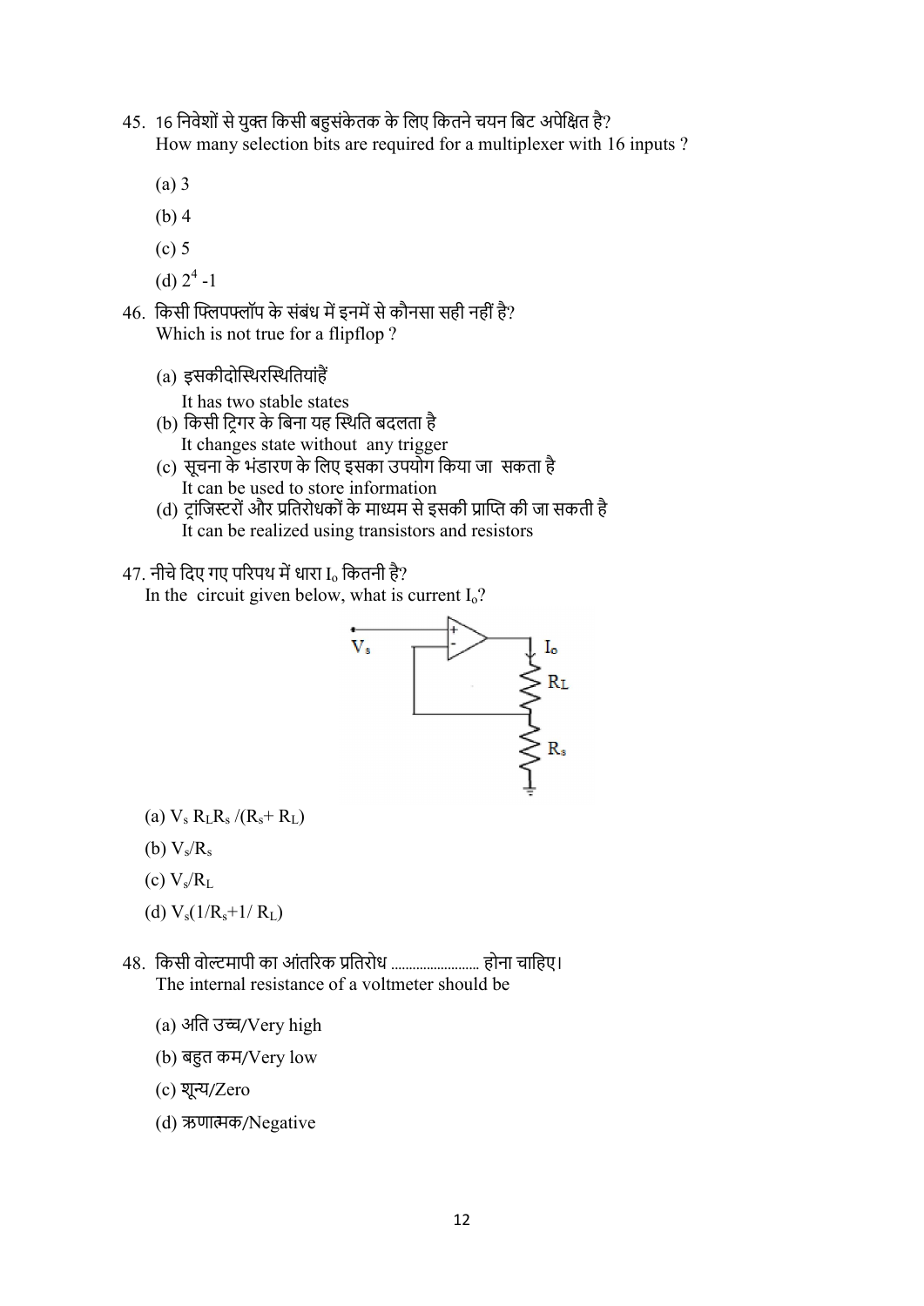45. 16 निवेशों से युक्त किसी बहुसंकेतक के लिए कितने चयन बिट अपेक्षित है?
How many selection bits are required for a multiplexer with 16 inputs ?

   (a) 3

   (b) 4

   (c) 5

   (d) $2^4$ -1

46. किसी फ्लिपफ्लॉप के संबंध में इनमें से कौनसा सही नहीं है?
Which is not true for a flipflop ?

   (a) इसकीदोस्थिरस्थितियांहैं
   It has two stable states

   (b) किसी ट्रिगर के बिना यह स्थिति बदलता है
   It changes state without any trigger

   (c) सूचना के भंडारण के लिए इसका उपयोग किया जा सकता है
   It can be used to store information

   (d) ट्रांजिस्टरों और प्रतिरोधकों के माध्यम से इसकी प्राप्ति की जा सकती है
   It can be realized using transistors and resistors

47. नीचे दिए गए परिपथ में धारा $I_o$ कितनी है?
In the circuit given below, what is current $I_o$?

   (a) $V_s R_L R_s /(R_s+ R_L)$

   (b) $V_s/R_s$

   (c) $V_s/R_L$

   (d) $V_s(1/R_s+1/ R_L)$

48. किसी वोल्टमापी का आंतरिक प्रतिरोध ........................ होना चाहिए।
The internal resistance of a voltmeter should be

   (a) अति उच्च/Very high

   (b) बहुत कम/Very low

   (c) शून्य/Zero

   (d) ऋणात्मक/Negative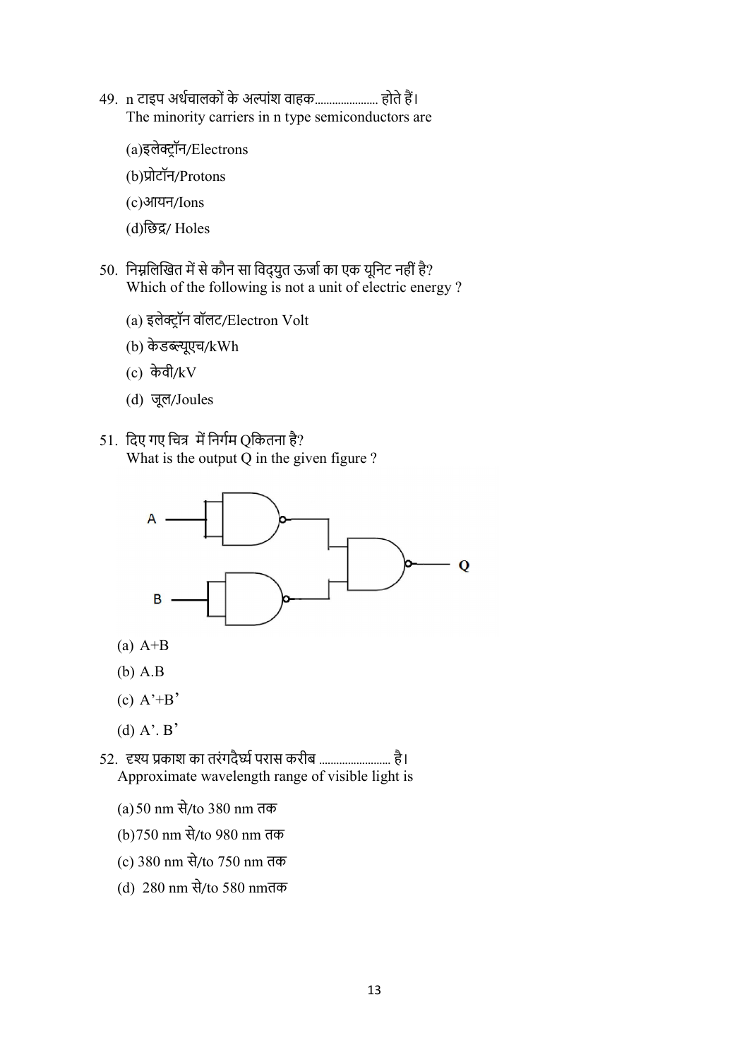49. n टाइप अर्धचालकों के अल्पांश वाहक...................... होते हैं।
The minority carriers in n type semiconductors are

(a)इलेक्ट्रॉन/Electrons

(b)प्रोटॉन/Protons

(c)आयन/Ions

(d)छिद्र/ Holes

50. निम्नलिखित में से कौन सा विद्युत ऊर्जा का एक यूनिट नहीं है?
Which of the following is not a unit of electric energy ?

(a) इलेक्ट्रॉन वॉलट/Electron Volt

(b) केडब्ल्यूएच/kWh

(c) केवी/kV

(d) जूल/Joules

51. दिए गए चित्र में निर्गम Qकितना है?
What is the output Q in the given figure ?

(a) A+B

(b) A.B

(c) A’+B’

(d) A’. B’

52. दृश्य प्रकाश का तरंगदैर्घ्य परास करीब ......................... है।
Approximate wavelength range of visible light is

(a) 50 nm से/to 380 nm तक

(b) 750 nm से/to 980 nm तक

(c) 380 nm से/to 750 nm तक

(d) 280 nm से/to 580 nmतक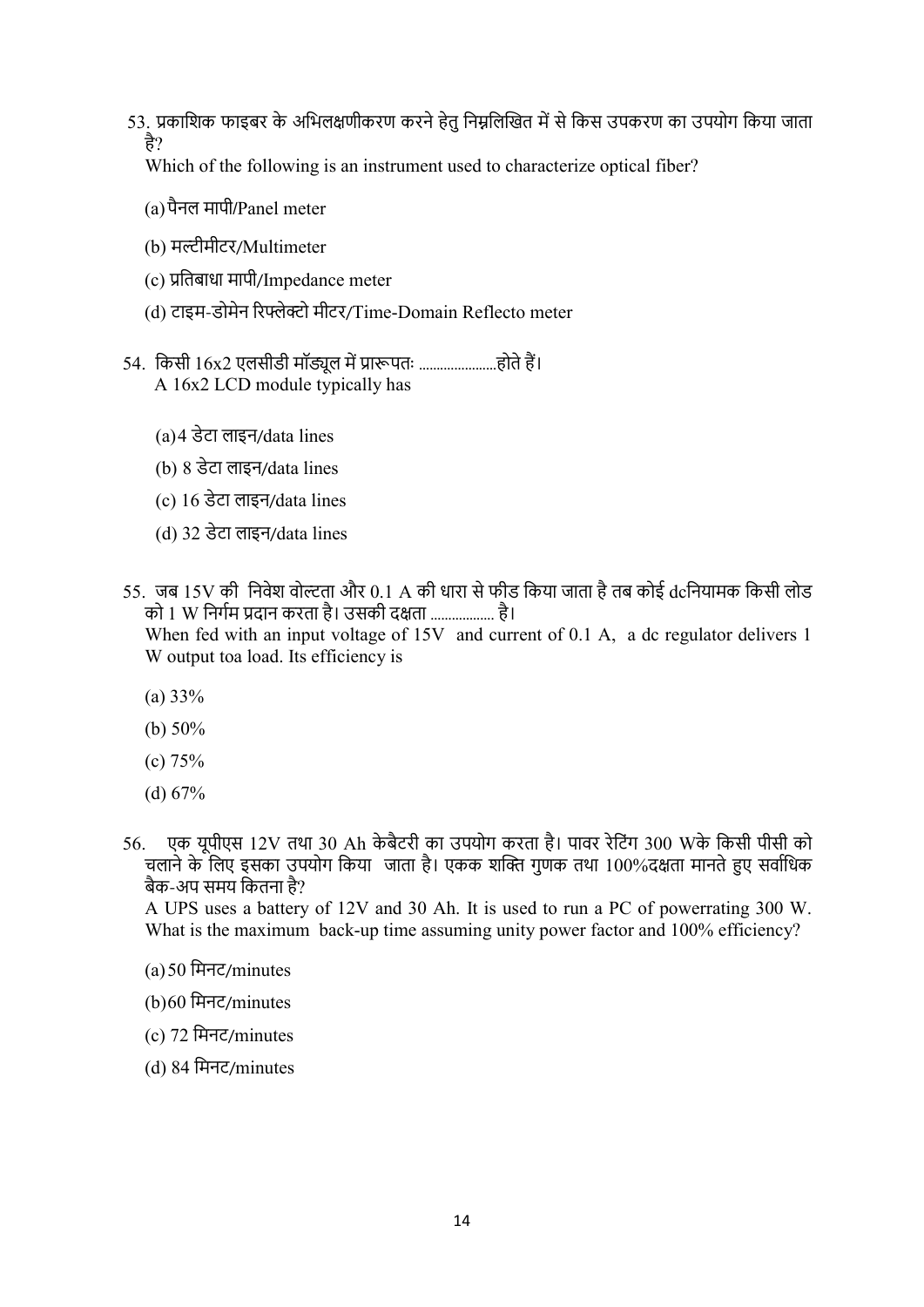53. प्रकाशिक फाइबर के अभिलक्षणीकरण करने हेतु निम्नलिखित में से किस उपकरण का उपयोग किया जाता है?

Which of the following is an instrument used to characterize optical fiber?

(a) पैनल मापी/Panel meter

(b) मल्टीमीटर/Multimeter

(c) प्रतिबाधा मापी/Impedance meter

(d) टाइम-डोमेन रिफ्लेक्टो मीटर/Time-Domain Reflecto meter

54. किसी 16x2 एलसीडी मॉड्यूल में प्रारूपतः ......................होते हैं।
A 16x2 LCD module typically has

(a) 4 डेटा लाइन/data lines

(b) 8 डेटा लाइन/data lines

(c) 16 डेटा लाइन/data lines

(d) 32 डेटा लाइन/data lines

55. जब 15V की निवेश वोल्टता और 0.1 A की धारा से फीड किया जाता है तब कोई dcनियामक किसी लोड को 1 W निर्गम प्रदान करता है। उसकी दक्षता .................. है।

When fed with an input voltage of 15V and current of 0.1 A, a dc regulator delivers 1 W output toa load. Its efficiency is

(a) 33%

(b) 50%

(c) 75%

(d) 67%

56. एक यूपीएस 12V तथा 30 Ah केबैटरी का उपयोग करता है। पावर रेटिंग 300 Wके किसी पीसी को चलाने के लिए इसका उपयोग किया जाता है। एकक शक्ति गुणक तथा 100%दक्षता मानते हुए सर्वाधिक बैक-अप समय कितना है?

A UPS uses a battery of 12V and 30 Ah. It is used to run a PC of powerrating 300 W. What is the maximum back-up time assuming unity power factor and 100% efficiency?

(a) 50 मिनट/minutes

(b) 60 मिनट/minutes

(c) 72 मिनट/minutes

(d) 84 मिनट/minutes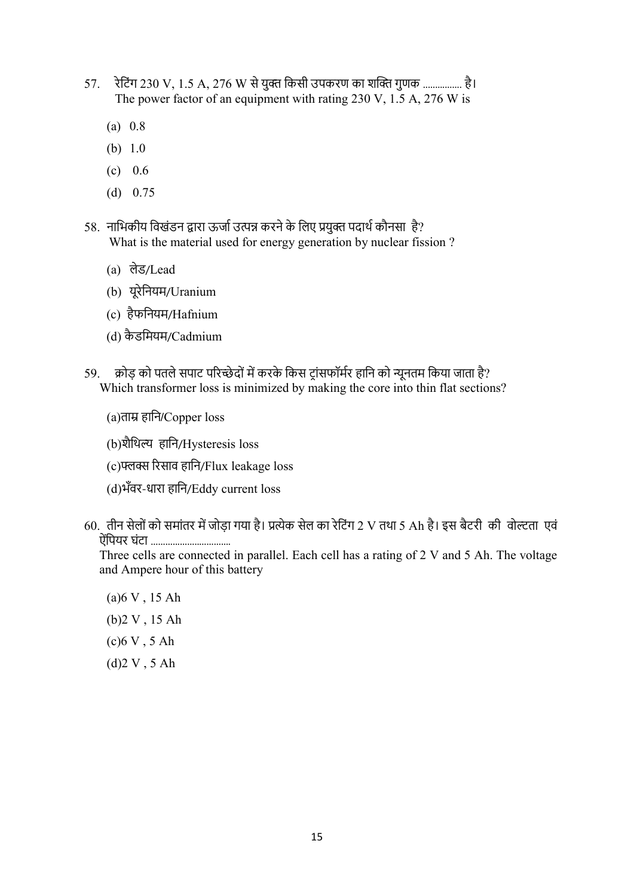57. रेटिंग 230 V, 1.5 A, 276 W से युक्त किसी उपकरण का शक्ति गुणक ................ है।
The power factor of an equipment with rating 230 V, 1.5 A, 276 W is

(a) 0.8

(b) 1.0

(c) 0.6

(d) 0.75

58. नाभिकीय विखंडन द्वारा ऊर्जा उत्पन्न करने के लिए प्रयुक्त पदार्थ कौनसा है?
What is the material used for energy generation by nuclear fission ?

(a) लेड/Lead

(b) यूरेनियम/Uranium

(c) हैफनियम/Hafnium

(d) कैडमियम/Cadmium

59. क्रोड़ को पतले सपाट परिच्छेदों में करके किस ट्रांसफॉर्मर हानि को न्यूनतम किया जाता है?
Which transformer loss is minimized by making the core into thin flat sections?

(a)ताम्र हानि/Copper loss

(b)शैथिल्य हानि/Hysteresis loss

(c)फ्लक्स रिसाव हानि/Flux leakage loss

(d)भँवर-धारा हानि/Eddy current loss

60. तीन सेलों को समांतर में जोड़ा गया है। प्रत्येक सेल का रेटिंग 2 V तथा 5 Ah है। इस बैटरी की वोल्टता एवं ऐंपियर घंटा ................................
Three cells are connected in parallel. Each cell has a rating of 2 V and 5 Ah. The voltage and Ampere hour of this battery

(a)6 V , 15 Ah

(b)2 V , 15 Ah

(c)6 V , 5 Ah

(d)2 V , 5 Ah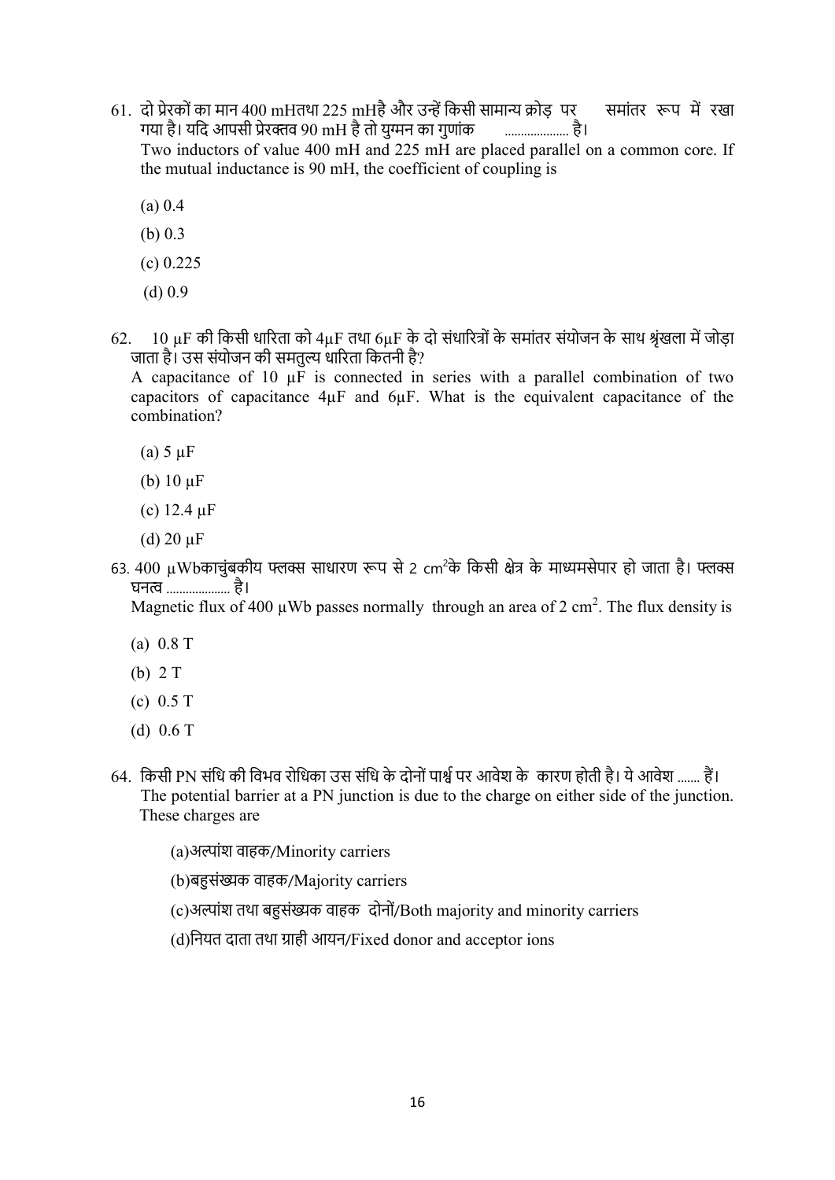61. दो प्रेरकों का मान 400 mHतथा 225 mHहै और उन्हें किसी सामान्य क्रोड़ पर समांतर रूप में रखा गया है। यदि आपसी प्रेरक्तव 90 mH है तो युग्मन का गुणांक ................... है।

Two inductors of value 400 mH and 225 mH are placed parallel on a common core. If the mutual inductance is 90 mH, the coefficient of coupling is

(a) 0.4

(b) 0.3

(c) 0.225

(d) 0.9

62. 10 μF की किसी धारिता को 4μF तथा 6μF के दो संधारित्रों के समांतर संयोजन के साथ श्रृंखला में जोड़ा जाता है। उस संयोजन की समतुल्य धारिता कितनी है?

A capacitance of 10 μF is connected in series with a parallel combination of two capacitors of capacitance 4μF and 6μF. What is the equivalent capacitance of the combination?

(a) 5 μF

(b) 10 μF

(c) 12.4 μF

(d) 20 μF

63. 400 μWbकाचुंबकीय फ्लक्स साधारण रूप से 2 $cm^2$के किसी क्षेत्र के माध्यमसेपार हो जाता है। फ्लक्स घनत्व ................... है।

Magnetic flux of 400 μWb passes normally through an area of 2 $cm^2$. The flux density is

(a) 0.8 T

(b) 2 T

(c) 0.5 T

(d) 0.6 T

64. किसी PN संधि की विभव रोधिका उस संधि के दोनों पार्श्व पर आवेश के कारण होती है। ये आवेश ....... हैं।

The potential barrier at a PN junction is due to the charge on either side of the junction. These charges are

(a)अल्पांश वाहक/Minority carriers

(b)बहुसंख्यक वाहक/Majority carriers

(c)अल्पांश तथा बहुसंख्यक वाहक दोनों/Both majority and minority carriers

(d)नियत दाता तथा ग्राही आयन/Fixed donor and acceptor ions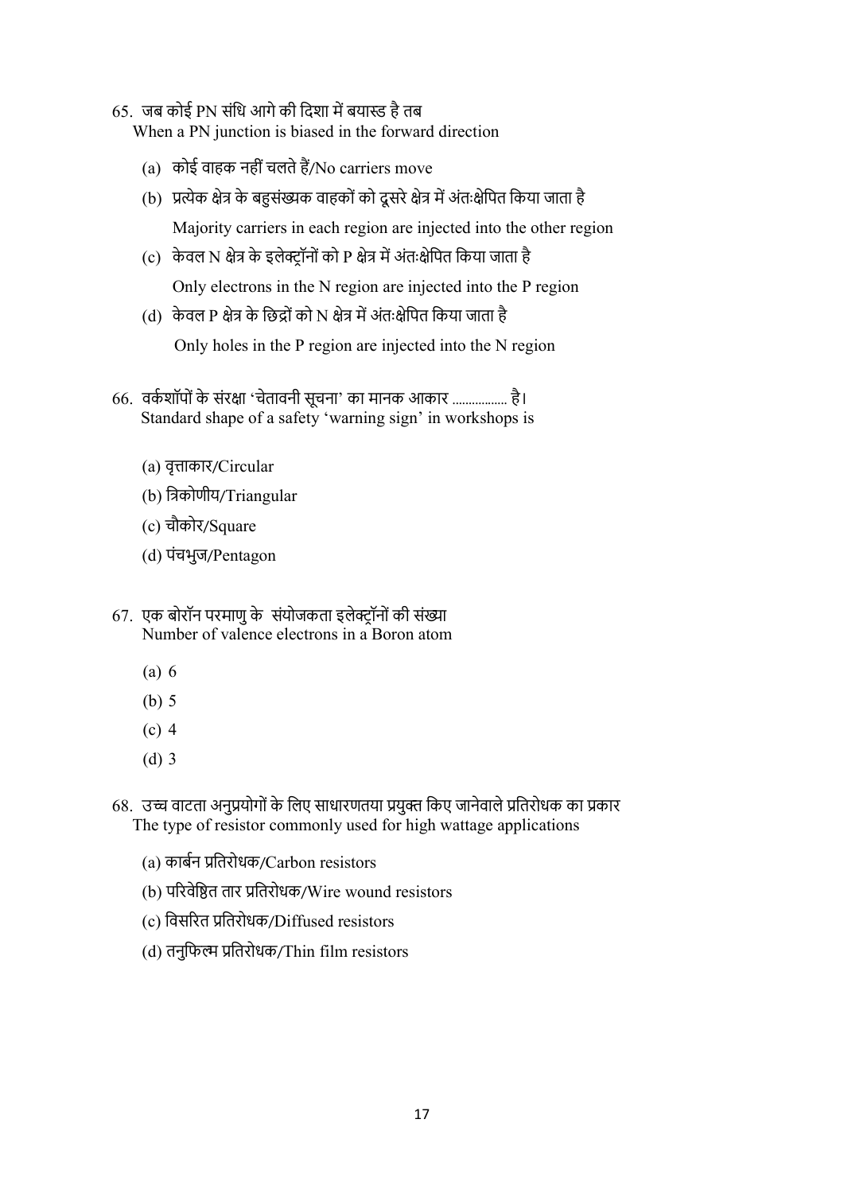65. जब कोई PN संधि आगे की दिशा में बयास्ड है तब
When a PN junction is biased in the forward direction

   (a) कोई वाहक नहीं चलते हैं/No carriers move
   (b) प्रत्येक क्षेत्र के बहुसंख्यक वाहकों को दूसरे क्षेत्र में अंतःक्षेपित किया जाता है
   Majority carriers in each region are injected into the other region
   (c) केवल N क्षेत्र के इलेक्ट्रॉनों को P क्षेत्र में अंतःक्षेपित किया जाता है
   Only electrons in the N region are injected into the P region
   (d) केवल P क्षेत्र के छिद्रों को N क्षेत्र में अंतःक्षेपित किया जाता है
   Only holes in the P region are injected into the N region

66. वर्कशॉपों के संरक्षा 'चेतावनी सूचना' का मानक आकार ................ है।
Standard shape of a safety 'warning sign' in workshops is

   (a) वृत्ताकार/Circular
   (b) त्रिकोणीय/Triangular
   (c) चौकोर/Square
   (d) पंचभुज/Pentagon

67. एक बोरॉन परमाणु के संयोजकता इलेक्ट्रॉनों की संख्या
Number of valence electrons in a Boron atom

   (a) 6
   (b) 5
   (c) 4
   (d) 3

68. उच्च वाटता अनुप्रयोगों के लिए साधारणतया प्रयुक्त किए जानेवाले प्रतिरोधक का प्रकार
The type of resistor commonly used for high wattage applications

   (a) कार्बन प्रतिरोधक/Carbon resistors
   (b) परिवेष्ठित तार प्रतिरोधक/Wire wound resistors
   (c) विसरित प्रतिरोधक/Diffused resistors
   (d) तनुफिल्म प्रतिरोधक/Thin film resistors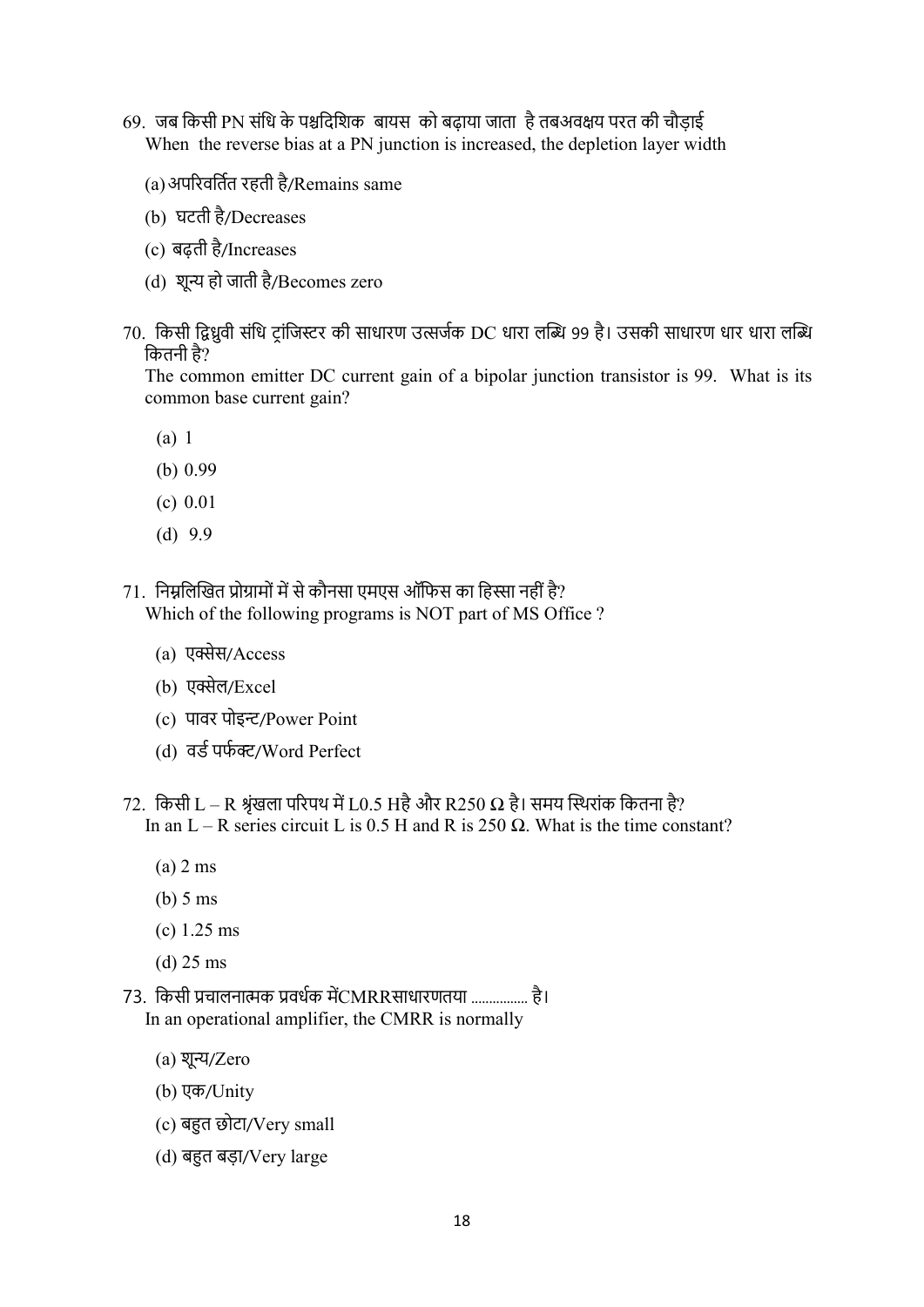69. जब किसी PN संधि के पश्चदिशिक बायस को बढ़ाया जाता है तबअवक्षय परत की चौड़ाई
When the reverse bias at a PN junction is increased, the depletion layer width

(a) अपरिवर्तित रहती है/Remains same

(b) घटती है/Decreases

(c) बढ़ती है/Increases

(d) शून्य हो जाती है/Becomes zero

70. किसी द्विध्रुवी संधि ट्रांजिस्टर की साधारण उत्सर्जक DC धारा लब्धि 99 है। उसकी साधारण धार धारा लब्धि कितनी है?
The common emitter DC current gain of a bipolar junction transistor is 99. What is its common base current gain?

(a) 1

(b) 0.99

(c) 0.01

(d) 9.9

71. निम्नलिखित प्रोग्रामों में से कौनसा एमएस ऑफिस का हिस्सा नहीं है?
Which of the following programs is NOT part of MS Office ?

(a) एक्सेस/Access

(b) एक्सेल/Excel

(c) पावर पोइन्ट/Power Point

(d) वर्ड पर्फक्ट/Word Perfect

72. किसी L – R श्रृंखला परिपथ में L0.5 Hहै और R250 Ω है। समय स्थिरांक कितना है?
In an L – R series circuit L is 0.5 H and R is 250 Ω. What is the time constant?

(a) 2 ms

(b) 5 ms

(c) 1.25 ms

(d) 25 ms

73. किसी प्रचालनात्मक प्रवर्धक मेंCMRRसाधारणतया ................ है।
In an operational amplifier, the CMRR is normally

(a) शून्य/Zero

(b) एक/Unity

(c) बहुत छोटा/Very small

(d) बहुत बड़ा/Very large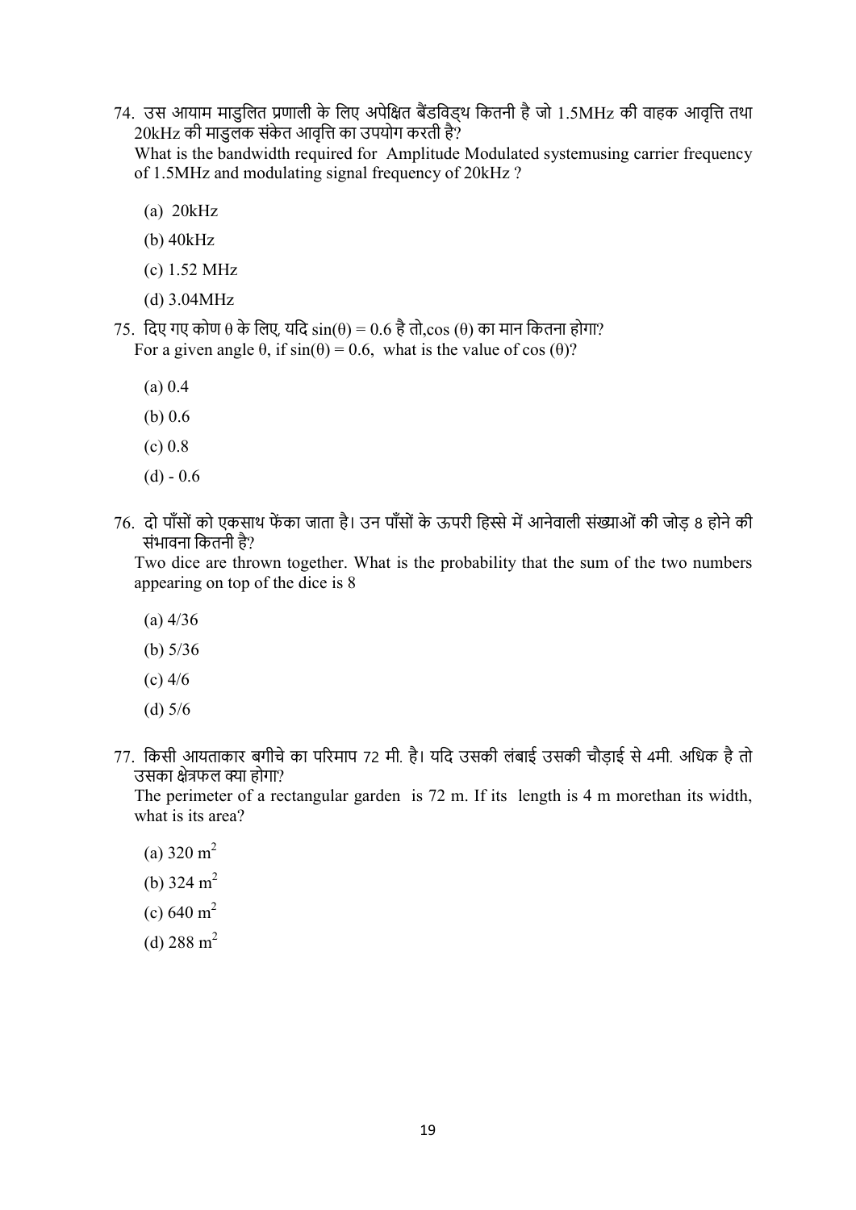74. उस आयाम माडुलित प्रणाली के लिए अपेक्षित बैंडविड्थ कितनी है जो 1.5MHz की वाहक आवृत्ति तथा 20kHz की माडुलक संकेत आवृत्ति का उपयोग करती है?
What is the bandwidth required for Amplitude Modulated systemusing carrier frequency of 1.5MHz and modulating signal frequency of 20kHz ?

   (a) 20kHz

   (b) 40kHz

   (c) 1.52 MHz

   (d) 3.04MHz

75. दिए गए कोण θ के लिए, यदि $\sin(\theta) = 0.6$ है तो, $\cos(\theta)$ का मान कितना होगा?
For a given angle θ, if $\sin(\theta) = 0.6$, what is the value of $\cos(\theta)$?

   (a) 0.4

   (b) 0.6

   (c) 0.8

   (d) - 0.6

76. दो पाँसों को एकसाथ फेंका जाता है। उन पाँसों के ऊपरी हिस्से में आनेवाली संख्याओं की जोड़ 8 होने की संभावना कितनी है?
Two dice are thrown together. What is the probability that the sum of the two numbers appearing on top of the dice is 8

   (a) 4/36

   (b) 5/36

   (c) 4/6

   (d) 5/6

77. किसी आयताकार बगीचे का परिमाप 72 मी. है। यदि उसकी लंबाई उसकी चौड़ाई से 4मी. अधिक है तो उसका क्षेत्रफल क्या होगा?
The perimeter of a rectangular garden is 72 m. If its length is 4 m morethan its width, what is its area?

   (a) 320 $m^2$

   (b) 324 $m^2$

   (c) 640 $m^2$

   (d) 288 $m^2$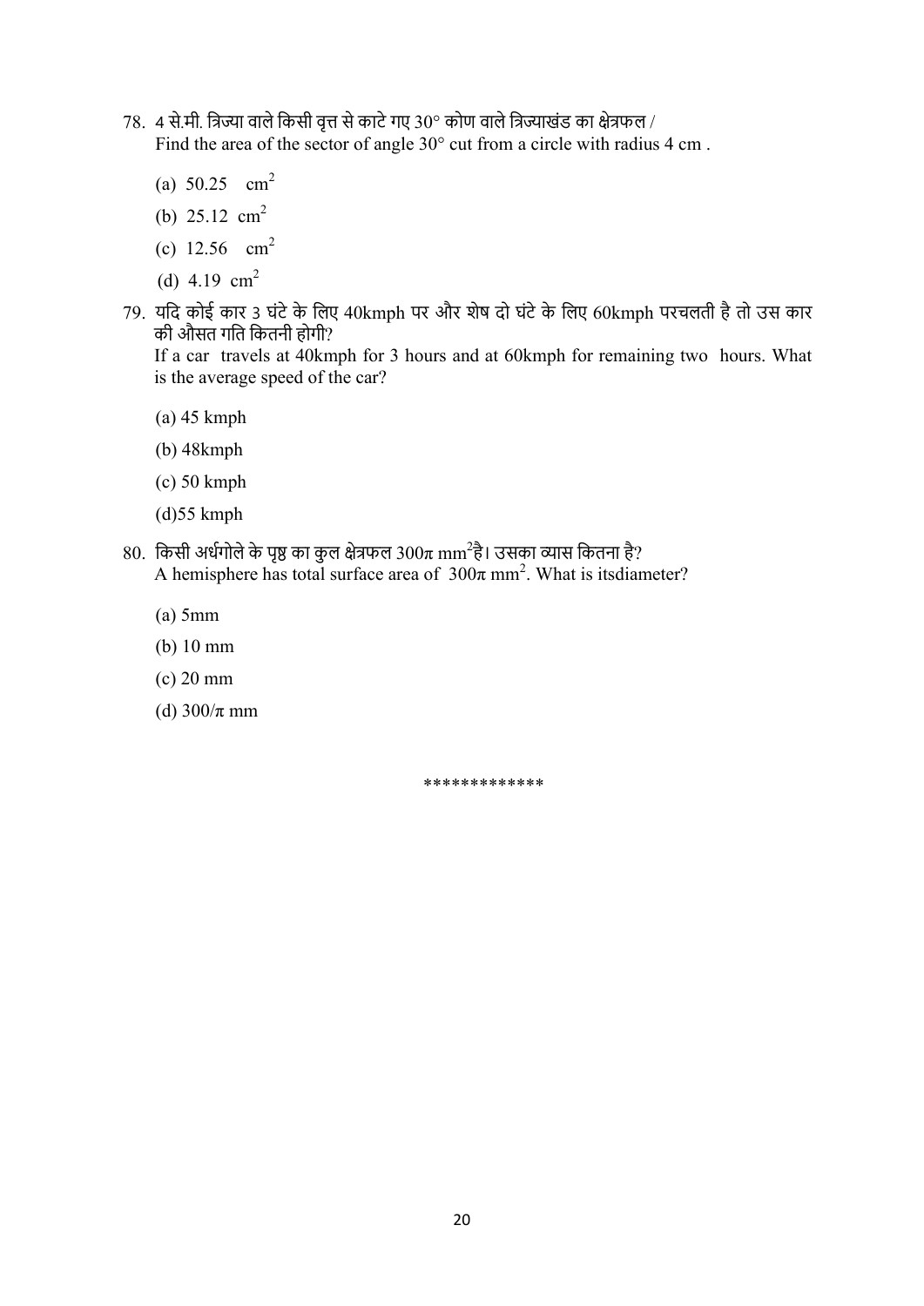78. 4 से.मी. त्रिज्या वाले किसी वृत्त से काटे गए 30° कोण वाले त्रिज्याखंड का क्षेत्रफल /
Find the area of the sector of angle 30° cut from a circle with radius 4 cm .

(a) 50.25 $cm^2$

(b) 25.12 $cm^2$

(c) 12.56 $cm^2$

(d) 4.19 $cm^2$

79. यदि कोई कार 3 घंटे के लिए 40kmph पर और शेष दो घंटे के लिए 60kmph परचलती है तो उस कार की औसत गति कितनी होगी?
If a car travels at 40kmph for 3 hours and at 60kmph for remaining two hours. What is the average speed of the car?

(a) 45 kmph

(b) 48kmph

(c) 50 kmph

(d)55 kmph

80. किसी अर्धगोले के पृष्ठ का कुल क्षेत्रफल $300\pi$ $mm^2$है। उसका व्यास कितना है?
A hemisphere has total surface area of $300\pi$ $mm^2$. What is itsdiameter?

(a) 5mm

(b) 10 mm

(c) 20 mm

(d) $300/\pi$ mm

*************